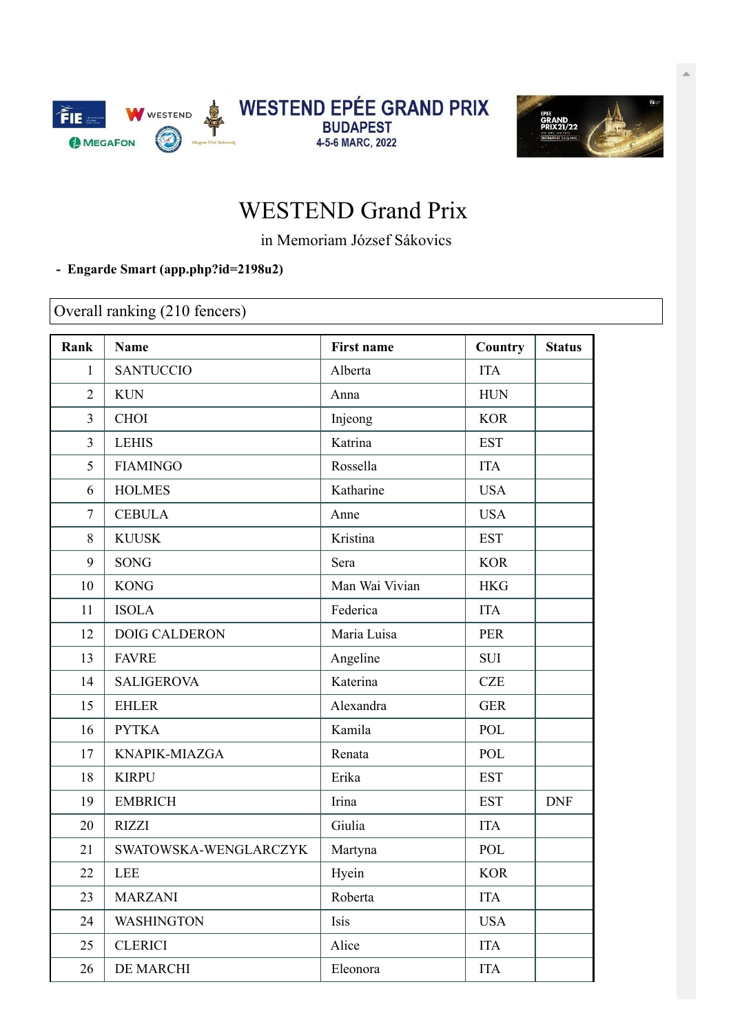WESTEND EPÉE GRAND PRIX
BUDAPEST
4-5-6 MARC, 2022

# WESTEND Grand Prix

in Memoriam József Sákovics

- **Engarde Smart (app.php?id=2198u2)**

## Overall ranking (210 fencers)

| Rank | Name | First name | Country | Status |
|---|---|---|---|---|
| 1 | SANTUCCIO | Alberta | ITA | |
| 2 | KUN | Anna | HUN | |
| 3 | CHOI | Injeong | KOR | |
| 3 | LEHIS | Katrina | EST | |
| 5 | FIAMINGO | Rossella | ITA | |
| 6 | HOLMES | Katharine | USA | |
| 7 | CEBULA | Anne | USA | |
| 8 | KUUSK | Kristina | EST | |
| 9 | SONG | Sera | KOR | |
| 10 | KONG | Man Wai Vivian | HKG | |
| 11 | ISOLA | Federica | ITA | |
| 12 | DOIG CALDERON | Maria Luisa | PER | |
| 13 | FAVRE | Angeline | SUI | |
| 14 | SALIGEROVA | Katerina | CZE | |
| 15 | EHLER | Alexandra | GER | |
| 16 | PYTKA | Kamila | POL | |
| 17 | KNAPIK-MIAZGA | Renata | POL | |
| 18 | KIRPU | Erika | EST | |
| 19 | EMBRICH | Irina | EST | DNF |
| 20 | RIZZI | Giulia | ITA | |
| 21 | SWATOWSKA-WENGLARCZYK | Martyna | POL | |
| 22 | LEE | Hyein | KOR | |
| 23 | MARZANI | Roberta | ITA | |
| 24 | WASHINGTON | Isis | USA | |
| 25 | CLERICI | Alice | ITA | |
| 26 | DE MARCHI | Eleonora | ITA | |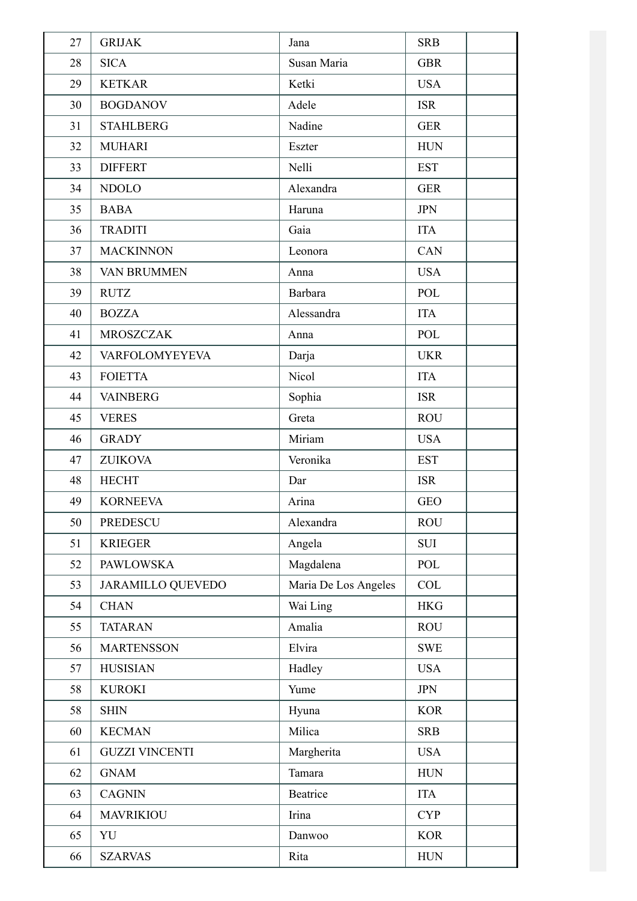| 27 | GRIJAK | Jana | SRB | |
|---|---|---|---|---|
| 28 | SICA | Susan Maria | GBR | |
| 29 | KETKAR | Ketki | USA | |
| 30 | BOGDANOV | Adele | ISR | |
| 31 | STAHLBERG | Nadine | GER | |
| 32 | MUHARI | Eszter | HUN | |
| 33 | DIFFERT | Nelli | EST | |
| 34 | NDOLO | Alexandra | GER | |
| 35 | BABA | Haruna | JPN | |
| 36 | TRADITI | Gaia | ITA | |
| 37 | MACKINNON | Leonora | CAN | |
| 38 | VAN BRUMMEN | Anna | USA | |
| 39 | RUTZ | Barbara | POL | |
| 40 | BOZZA | Alessandra | ITA | |
| 41 | MROSZCZAK | Anna | POL | |
| 42 | VARFOLOMYEYEVA | Darja | UKR | |
| 43 | FOIETTA | Nicol | ITA | |
| 44 | VAINBERG | Sophia | ISR | |
| 45 | VERES | Greta | ROU | |
| 46 | GRADY | Miriam | USA | |
| 47 | ZUIKOVA | Veronika | EST | |
| 48 | HECHT | Dar | ISR | |
| 49 | KORNEEVA | Arina | GEO | |
| 50 | PREDESCU | Alexandra | ROU | |
| 51 | KRIEGER | Angela | SUI | |
| 52 | PAWLOWSKA | Magdalena | POL | |
| 53 | JARAMILLO QUEVEDO | Maria De Los Angeles | COL | |
| 54 | CHAN | Wai Ling | HKG | |
| 55 | TATARAN | Amalia | ROU | |
| 56 | MARTENSSON | Elvira | SWE | |
| 57 | HUSISIAN | Hadley | USA | |
| 58 | KUROKI | Yume | JPN | |
| 58 | SHIN | Hyuna | KOR | |
| 60 | KECMAN | Milica | SRB | |
| 61 | GUZZI VINCENTI | Margherita | USA | |
| 62 | GNAM | Tamara | HUN | |
| 63 | CAGNIN | Beatrice | ITA | |
| 64 | MAVRIKIOU | Irina | CYP | |
| 65 | YU | Danwoo | KOR | |
| 66 | SZARVAS | Rita | HUN | |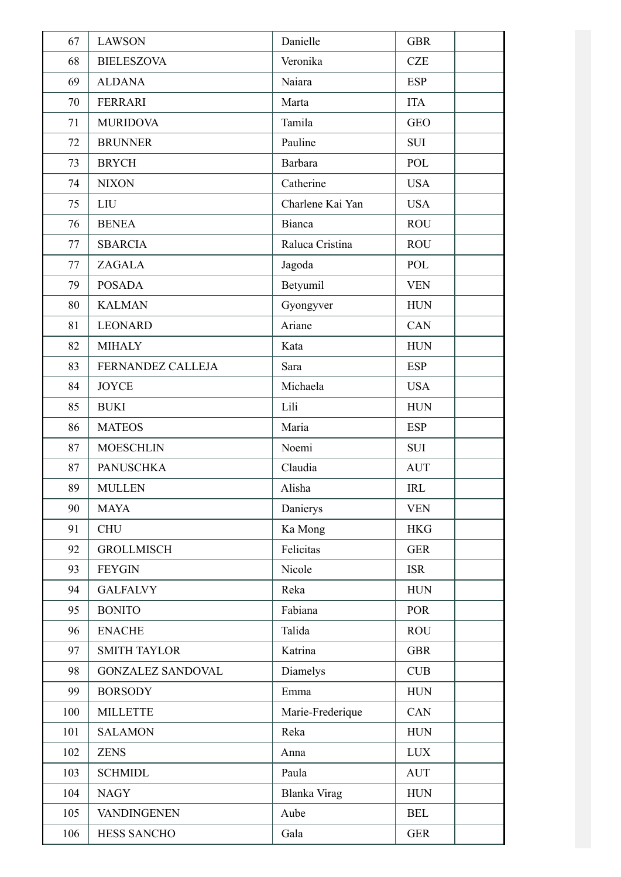| | | | | |
|---|---|---|---|---|
| 67 | LAWSON | Danielle | GBR | |
| 68 | BIELESZOVA | Veronika | CZE | |
| 69 | ALDANA | Naiara | ESP | |
| 70 | FERRARI | Marta | ITA | |
| 71 | MURIDOVA | Tamila | GEO | |
| 72 | BRUNNER | Pauline | SUI | |
| 73 | BRYCH | Barbara | POL | |
| 74 | NIXON | Catherine | USA | |
| 75 | LIU | Charlene Kai Yan | USA | |
| 76 | BENEA | Bianca | ROU | |
| 77 | SBARCIA | Raluca Cristina | ROU | |
| 77 | ZAGALA | Jagoda | POL | |
| 79 | POSADA | Betyumil | VEN | |
| 80 | KALMAN | Gyongyver | HUN | |
| 81 | LEONARD | Ariane | CAN | |
| 82 | MIHALY | Kata | HUN | |
| 83 | FERNANDEZ CALLEJA | Sara | ESP | |
| 84 | JOYCE | Michaela | USA | |
| 85 | BUKI | Lili | HUN | |
| 86 | MATEOS | Maria | ESP | |
| 87 | MOESCHLIN | Noemi | SUI | |
| 87 | PANUSCHKA | Claudia | AUT | |
| 89 | MULLEN | Alisha | IRL | |
| 90 | MAYA | Danierys | VEN | |
| 91 | CHU | Ka Mong | HKG | |
| 92 | GROLLMISCH | Felicitas | GER | |
| 93 | FEYGIN | Nicole | ISR | |
| 94 | GALFALVY | Reka | HUN | |
| 95 | BONITO | Fabiana | POR | |
| 96 | ENACHE | Talida | ROU | |
| 97 | SMITH TAYLOR | Katrina | GBR | |
| 98 | GONZALEZ SANDOVAL | Diamelys | CUB | |
| 99 | BORSODY | Emma | HUN | |
| 100 | MILLETTE | Marie-Frederique | CAN | |
| 101 | SALAMON | Reka | HUN | |
| 102 | ZENS | Anna | LUX | |
| 103 | SCHMIDL | Paula | AUT | |
| 104 | NAGY | Blanka Virag | HUN | |
| 105 | VANDINGENEN | Aube | BEL | |
| 106 | HESS SANCHO | Gala | GER | |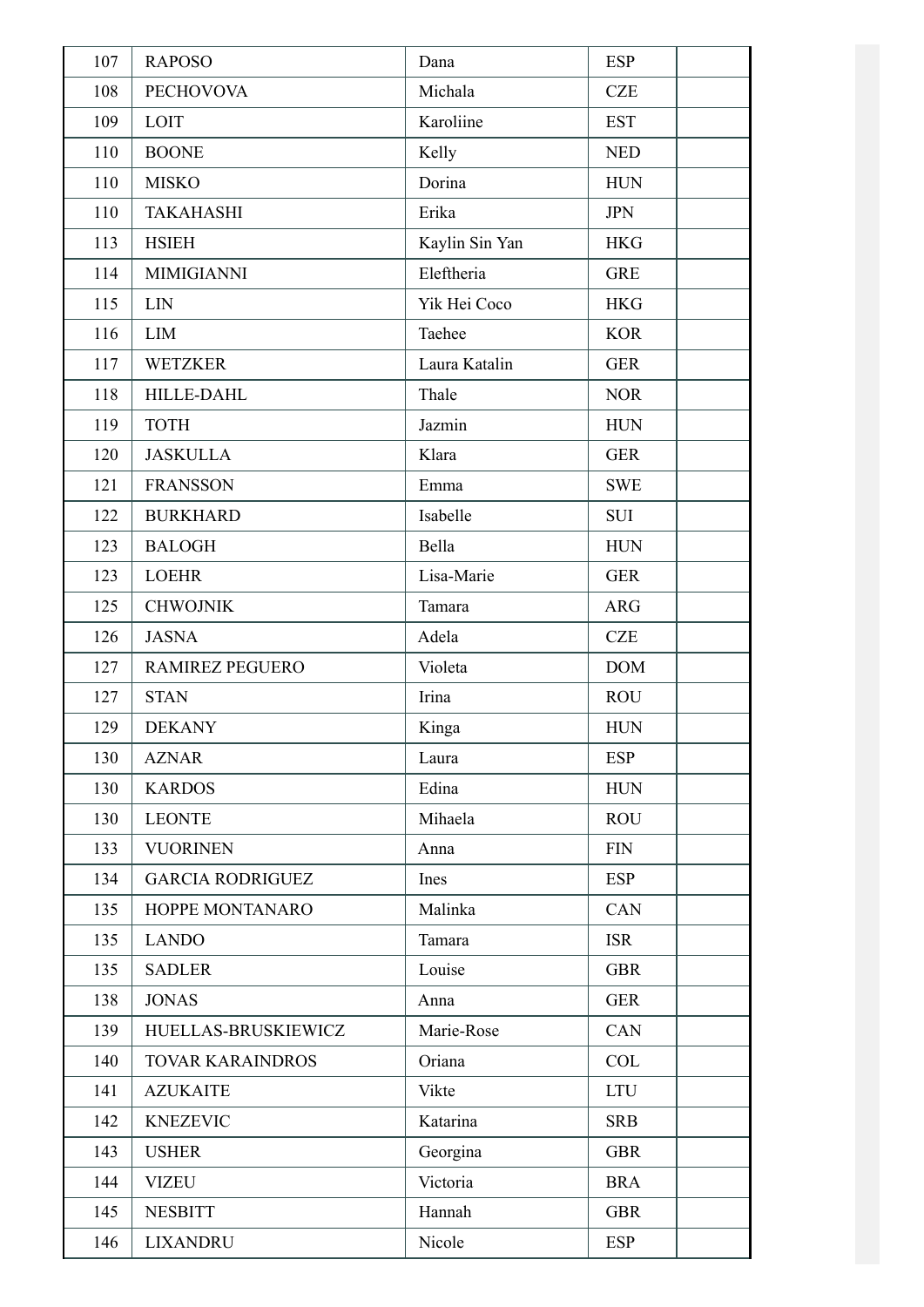| | | | | |
|---|---|---|---|---|
| 107 | RAPOSO | Dana | ESP | |
| 108 | PECHOVOVA | Michala | CZE | |
| 109 | LOIT | Karoliine | EST | |
| 110 | BOONE | Kelly | NED | |
| 110 | MISKO | Dorina | HUN | |
| 110 | TAKAHASHI | Erika | JPN | |
| 113 | HSIEH | Kaylin Sin Yan | HKG | |
| 114 | MIMIGIANNI | Eleftheria | GRE | |
| 115 | LIN | Yik Hei Coco | HKG | |
| 116 | LIM | Taehee | KOR | |
| 117 | WETZKER | Laura Katalin | GER | |
| 118 | HILLE-DAHL | Thale | NOR | |
| 119 | TOTH | Jazmin | HUN | |
| 120 | JASKULLA | Klara | GER | |
| 121 | FRANSSON | Emma | SWE | |
| 122 | BURKHARD | Isabelle | SUI | |
| 123 | BALOGH | Bella | HUN | |
| 123 | LOEHR | Lisa-Marie | GER | |
| 125 | CHWOJNIK | Tamara | ARG | |
| 126 | JASNA | Adela | CZE | |
| 127 | RAMIREZ PEGUERO | Violeta | DOM | |
| 127 | STAN | Irina | ROU | |
| 129 | DEKANY | Kinga | HUN | |
| 130 | AZNAR | Laura | ESP | |
| 130 | KARDOS | Edina | HUN | |
| 130 | LEONTE | Mihaela | ROU | |
| 133 | VUORINEN | Anna | FIN | |
| 134 | GARCIA RODRIGUEZ | Ines | ESP | |
| 135 | HOPPE MONTANARO | Malinka | CAN | |
| 135 | LANDO | Tamara | ISR | |
| 135 | SADLER | Louise | GBR | |
| 138 | JONAS | Anna | GER | |
| 139 | HUELLAS-BRUSKIEWICZ | Marie-Rose | CAN | |
| 140 | TOVAR KARAINDROS | Oriana | COL | |
| 141 | AZUKAITE | Vikte | LTU | |
| 142 | KNEZEVIC | Katarina | SRB | |
| 143 | USHER | Georgina | GBR | |
| 144 | VIZEU | Victoria | BRA | |
| 145 | NESBITT | Hannah | GBR | |
| 146 | LIXANDRU | Nicole | ESP | |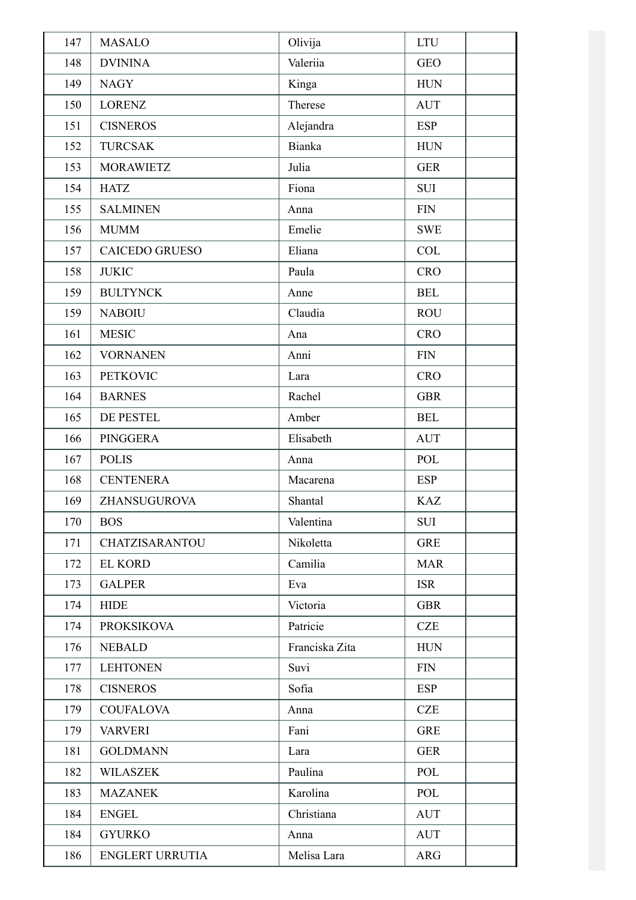| | | | | |
|---|---|---|---|---|
| 147 | MASALO | Olivija | LTU | |
| 148 | DVININA | Valeriia | GEO | |
| 149 | NAGY | Kinga | HUN | |
| 150 | LORENZ | Therese | AUT | |
| 151 | CISNEROS | Alejandra | ESP | |
| 152 | TURCSAK | Bianka | HUN | |
| 153 | MORAWIETZ | Julia | GER | |
| 154 | HATZ | Fiona | SUI | |
| 155 | SALMINEN | Anna | FIN | |
| 156 | MUMM | Emelie | SWE | |
| 157 | CAICEDO GRUESO | Eliana | COL | |
| 158 | JUKIC | Paula | CRO | |
| 159 | BULTYNCK | Anne | BEL | |
| 159 | NABOIU | Claudia | ROU | |
| 161 | MESIC | Ana | CRO | |
| 162 | VORNANEN | Anni | FIN | |
| 163 | PETKOVIC | Lara | CRO | |
| 164 | BARNES | Rachel | GBR | |
| 165 | DE PESTEL | Amber | BEL | |
| 166 | PINGGERA | Elisabeth | AUT | |
| 167 | POLIS | Anna | POL | |
| 168 | CENTENERA | Macarena | ESP | |
| 169 | ZHANSUGUROVA | Shantal | KAZ | |
| 170 | BOS | Valentina | SUI | |
| 171 | CHATZISARANTOU | Nikoletta | GRE | |
| 172 | EL KORD | Camilia | MAR | |
| 173 | GALPER | Eva | ISR | |
| 174 | HIDE | Victoria | GBR | |
| 174 | PROKSIKOVA | Patricie | CZE | |
| 176 | NEBALD | Franciska Zita | HUN | |
| 177 | LEHTONEN | Suvi | FIN | |
| 178 | CISNEROS | Sofia | ESP | |
| 179 | COUFALOVA | Anna | CZE | |
| 179 | VARVERI | Fani | GRE | |
| 181 | GOLDMANN | Lara | GER | |
| 182 | WILASZEK | Paulina | POL | |
| 183 | MAZANEK | Karolina | POL | |
| 184 | ENGEL | Christiana | AUT | |
| 184 | GYURKO | Anna | AUT | |
| 186 | ENGLERT URRUTIA | Melisa Lara | ARG | |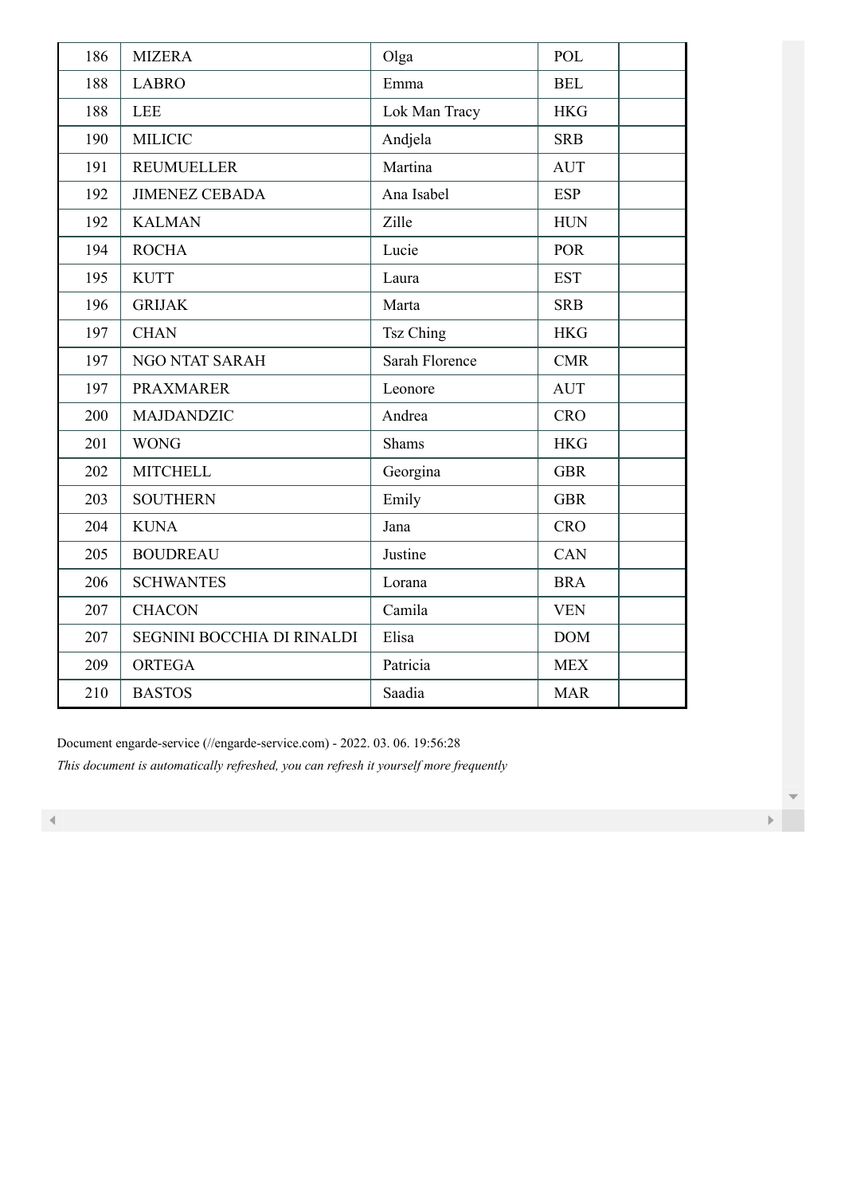| | | | | |
|---|---|---|---|---|
| 186 | MIZERA | Olga | POL | |
| 188 | LABRO | Emma | BEL | |
| 188 | LEE | Lok Man Tracy | HKG | |
| 190 | MILICIC | Andjela | SRB | |
| 191 | REUMUELLER | Martina | AUT | |
| 192 | JIMENEZ CEBADA | Ana Isabel | ESP | |
| 192 | KALMAN | Zille | HUN | |
| 194 | ROCHA | Lucie | POR | |
| 195 | KUTT | Laura | EST | |
| 196 | GRIJAK | Marta | SRB | |
| 197 | CHAN | Tsz Ching | HKG | |
| 197 | NGO NTAT SARAH | Sarah Florence | CMR | |
| 197 | PRAXMARER | Leonore | AUT | |
| 200 | MAJDANDZIC | Andrea | CRO | |
| 201 | WONG | Shams | HKG | |
| 202 | MITCHELL | Georgina | GBR | |
| 203 | SOUTHERN | Emily | GBR | |
| 204 | KUNA | Jana | CRO | |
| 205 | BOUDREAU | Justine | CAN | |
| 206 | SCHWANTES | Lorana | BRA | |
| 207 | CHACON | Camila | VEN | |
| 207 | SEGNINI BOCCHIA DI RINALDI | Elisa | DOM | |
| 209 | ORTEGA | Patricia | MEX | |
| 210 | BASTOS | Saadia | MAR | |

Document engarde-service (//engarde-service.com) - 2022. 03. 06. 19:56:28

*This document is automatically refreshed, you can refresh it yourself more frequently*